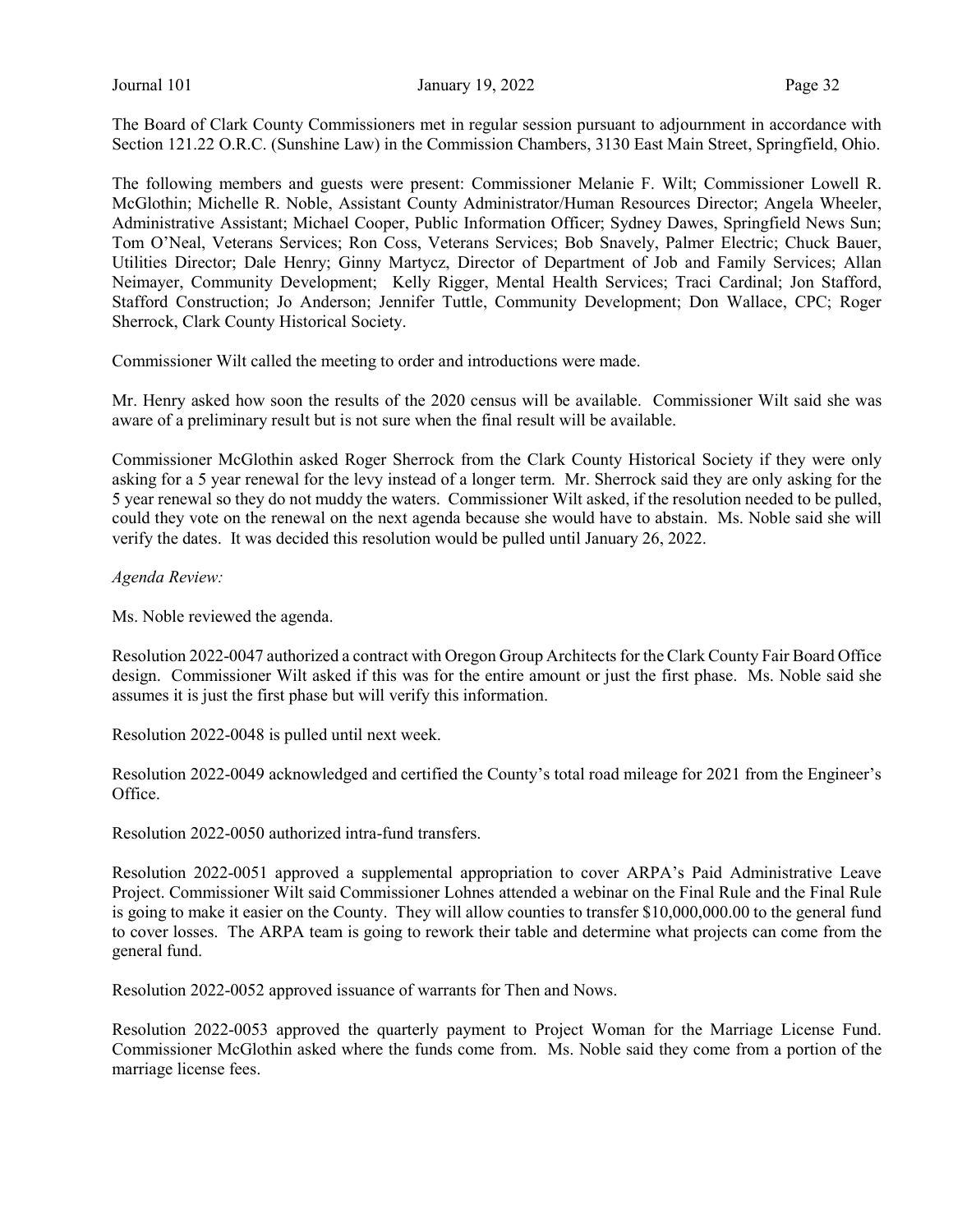The Board of Clark County Commissioners met in regular session pursuant to adjournment in accordance with Section 121.22 O.R.C. (Sunshine Law) in the Commission Chambers, 3130 East Main Street, Springfield, Ohio.

The following members and guests were present: Commissioner Melanie F. Wilt; Commissioner Lowell R. McGlothin; Michelle R. Noble, Assistant County Administrator/Human Resources Director; Angela Wheeler, Administrative Assistant; Michael Cooper, Public Information Officer; Sydney Dawes, Springfield News Sun; Tom O'Neal, Veterans Services; Ron Coss, Veterans Services; Bob Snavely, Palmer Electric; Chuck Bauer, Utilities Director; Dale Henry; Ginny Martycz, Director of Department of Job and Family Services; Allan Neimayer, Community Development; Kelly Rigger, Mental Health Services; Traci Cardinal; Jon Stafford, Stafford Construction; Jo Anderson; Jennifer Tuttle, Community Development; Don Wallace, CPC; Roger Sherrock, Clark County Historical Society.

Commissioner Wilt called the meeting to order and introductions were made.

Mr. Henry asked how soon the results of the 2020 census will be available. Commissioner Wilt said she was aware of a preliminary result but is not sure when the final result will be available.

Commissioner McGlothin asked Roger Sherrock from the Clark County Historical Society if they were only asking for a 5 year renewal for the levy instead of a longer term. Mr. Sherrock said they are only asking for the 5 year renewal so they do not muddy the waters. Commissioner Wilt asked, if the resolution needed to be pulled, could they vote on the renewal on the next agenda because she would have to abstain. Ms. Noble said she will verify the dates. It was decided this resolution would be pulled until January 26, 2022.

*Agenda Review:*

Ms. Noble reviewed the agenda.

Resolution 2022-0047 authorized a contract with Oregon Group Architects for the Clark County Fair Board Office design. Commissioner Wilt asked if this was for the entire amount or just the first phase. Ms. Noble said she assumes it is just the first phase but will verify this information.

Resolution 2022-0048 is pulled until next week.

Resolution 2022-0049 acknowledged and certified the County's total road mileage for 2021 from the Engineer's Office.

Resolution 2022-0050 authorized intra-fund transfers.

Resolution 2022-0051 approved a supplemental appropriation to cover ARPA's Paid Administrative Leave Project. Commissioner Wilt said Commissioner Lohnes attended a webinar on the Final Rule and the Final Rule is going to make it easier on the County. They will allow counties to transfer $10,000,000.00 to the general fund to cover losses. The ARPA team is going to rework their table and determine what projects can come from the general fund.

Resolution 2022-0052 approved issuance of warrants for Then and Nows.

Resolution 2022-0053 approved the quarterly payment to Project Woman for the Marriage License Fund. Commissioner McGlothin asked where the funds come from. Ms. Noble said they come from a portion of the marriage license fees.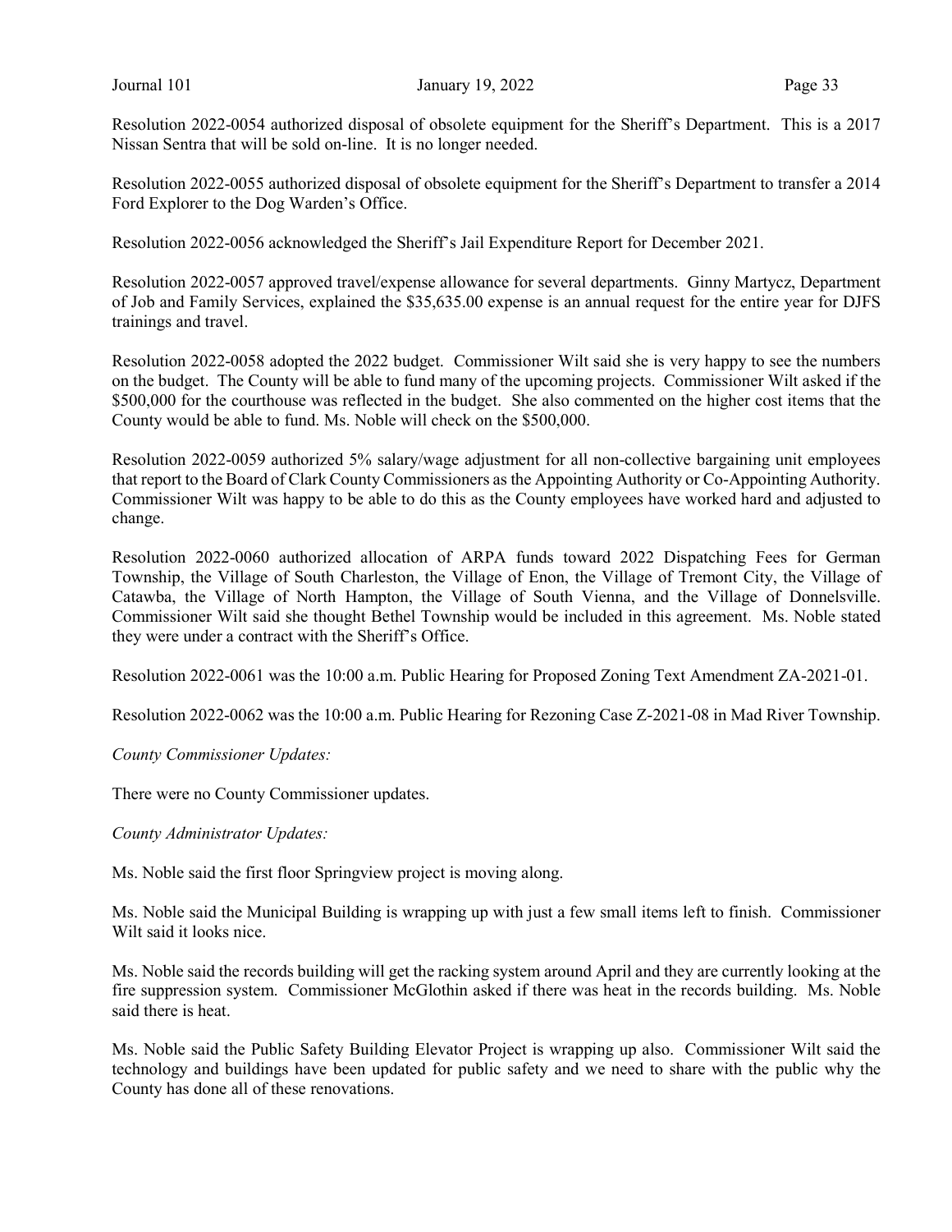Resolution 2022-0054 authorized disposal of obsolete equipment for the Sheriff's Department. This is a 2017 Nissan Sentra that will be sold on-line. It is no longer needed.

Resolution 2022-0055 authorized disposal of obsolete equipment for the Sheriff's Department to transfer a 2014 Ford Explorer to the Dog Warden's Office.

Resolution 2022-0056 acknowledged the Sheriff's Jail Expenditure Report for December 2021.

Resolution 2022-0057 approved travel/expense allowance for several departments. Ginny Martycz, Department of Job and Family Services, explained the $35,635.00 expense is an annual request for the entire year for DJFS trainings and travel.

Resolution 2022-0058 adopted the 2022 budget. Commissioner Wilt said she is very happy to see the numbers on the budget. The County will be able to fund many of the upcoming projects. Commissioner Wilt asked if the $500,000 for the courthouse was reflected in the budget. She also commented on the higher cost items that the County would be able to fund. Ms. Noble will check on the $500,000.

Resolution 2022-0059 authorized 5% salary/wage adjustment for all non-collective bargaining unit employees that report to the Board of Clark County Commissioners as the Appointing Authority or Co-Appointing Authority. Commissioner Wilt was happy to be able to do this as the County employees have worked hard and adjusted to change.

Resolution 2022-0060 authorized allocation of ARPA funds toward 2022 Dispatching Fees for German Township, the Village of South Charleston, the Village of Enon, the Village of Tremont City, the Village of Catawba, the Village of North Hampton, the Village of South Vienna, and the Village of Donnelsville. Commissioner Wilt said she thought Bethel Township would be included in this agreement. Ms. Noble stated they were under a contract with the Sheriff's Office.

Resolution 2022-0061 was the 10:00 a.m. Public Hearing for Proposed Zoning Text Amendment ZA-2021-01.

Resolution 2022-0062 was the 10:00 a.m. Public Hearing for Rezoning Case Z-2021-08 in Mad River Township.

*County Commissioner Updates:*

There were no County Commissioner updates.

*County Administrator Updates:*

Ms. Noble said the first floor Springview project is moving along.

Ms. Noble said the Municipal Building is wrapping up with just a few small items left to finish. Commissioner Wilt said it looks nice.

Ms. Noble said the records building will get the racking system around April and they are currently looking at the fire suppression system. Commissioner McGlothin asked if there was heat in the records building. Ms. Noble said there is heat.

Ms. Noble said the Public Safety Building Elevator Project is wrapping up also. Commissioner Wilt said the technology and buildings have been updated for public safety and we need to share with the public why the County has done all of these renovations.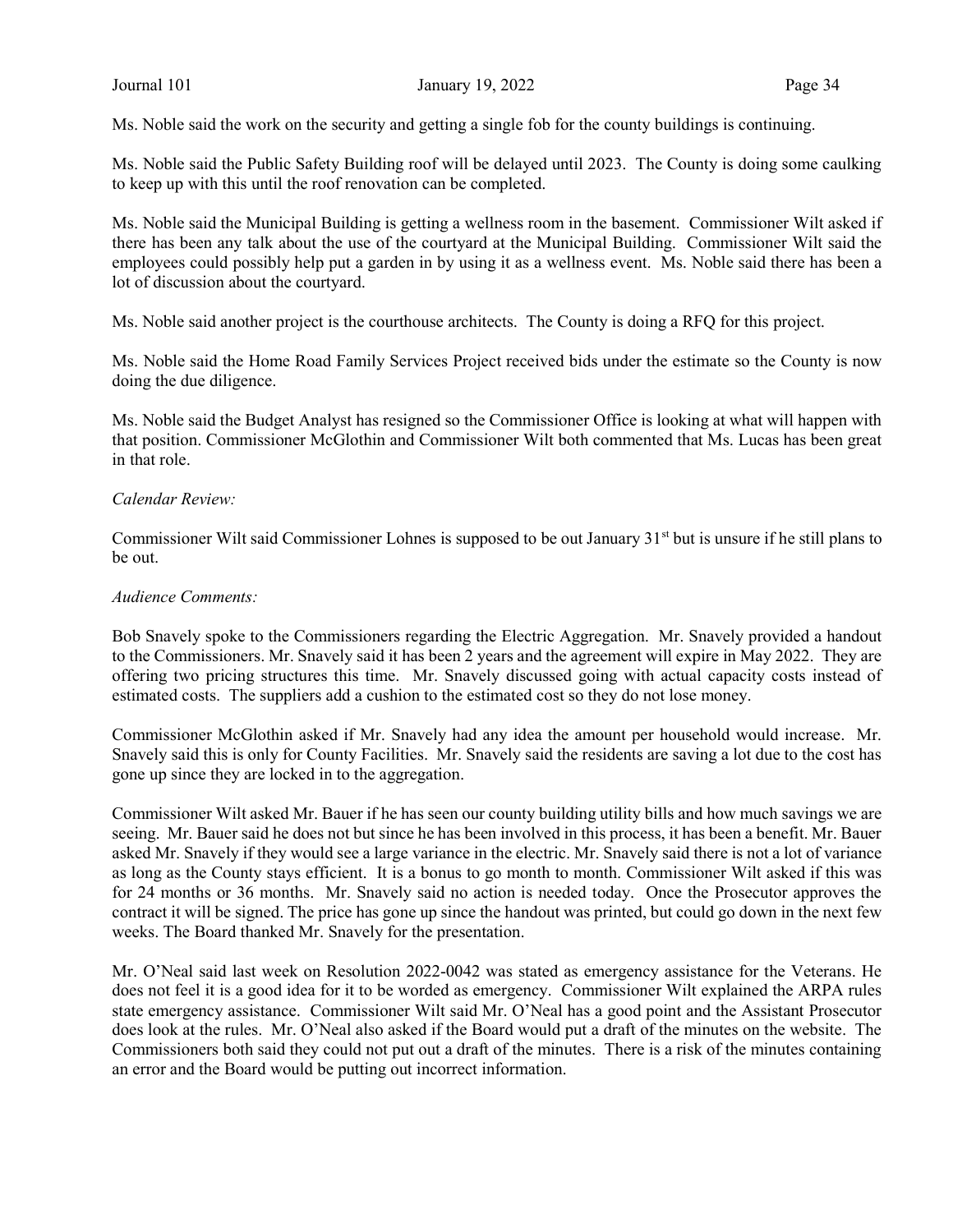Ms. Noble said the work on the security and getting a single fob for the county buildings is continuing.

Ms. Noble said the Public Safety Building roof will be delayed until 2023. The County is doing some caulking to keep up with this until the roof renovation can be completed.

Ms. Noble said the Municipal Building is getting a wellness room in the basement. Commissioner Wilt asked if there has been any talk about the use of the courtyard at the Municipal Building. Commissioner Wilt said the employees could possibly help put a garden in by using it as a wellness event. Ms. Noble said there has been a lot of discussion about the courtyard.

Ms. Noble said another project is the courthouse architects. The County is doing a RFQ for this project.

Ms. Noble said the Home Road Family Services Project received bids under the estimate so the County is now doing the due diligence.

Ms. Noble said the Budget Analyst has resigned so the Commissioner Office is looking at what will happen with that position. Commissioner McGlothin and Commissioner Wilt both commented that Ms. Lucas has been great in that role.

*Calendar Review:*

Commissioner Wilt said Commissioner Lohnes is supposed to be out January 31st but is unsure if he still plans to be out.

*Audience Comments:*

Bob Snavely spoke to the Commissioners regarding the Electric Aggregation. Mr. Snavely provided a handout to the Commissioners. Mr. Snavely said it has been 2 years and the agreement will expire in May 2022. They are offering two pricing structures this time. Mr. Snavely discussed going with actual capacity costs instead of estimated costs. The suppliers add a cushion to the estimated cost so they do not lose money.

Commissioner McGlothin asked if Mr. Snavely had any idea the amount per household would increase. Mr. Snavely said this is only for County Facilities. Mr. Snavely said the residents are saving a lot due to the cost has gone up since they are locked in to the aggregation.

Commissioner Wilt asked Mr. Bauer if he has seen our county building utility bills and how much savings we are seeing. Mr. Bauer said he does not but since he has been involved in this process, it has been a benefit. Mr. Bauer asked Mr. Snavely if they would see a large variance in the electric. Mr. Snavely said there is not a lot of variance as long as the County stays efficient. It is a bonus to go month to month. Commissioner Wilt asked if this was for 24 months or 36 months. Mr. Snavely said no action is needed today. Once the Prosecutor approves the contract it will be signed. The price has gone up since the handout was printed, but could go down in the next few weeks. The Board thanked Mr. Snavely for the presentation.

Mr. O'Neal said last week on Resolution 2022-0042 was stated as emergency assistance for the Veterans. He does not feel it is a good idea for it to be worded as emergency. Commissioner Wilt explained the ARPA rules state emergency assistance. Commissioner Wilt said Mr. O'Neal has a good point and the Assistant Prosecutor does look at the rules. Mr. O'Neal also asked if the Board would put a draft of the minutes on the website. The Commissioners both said they could not put out a draft of the minutes. There is a risk of the minutes containing an error and the Board would be putting out incorrect information.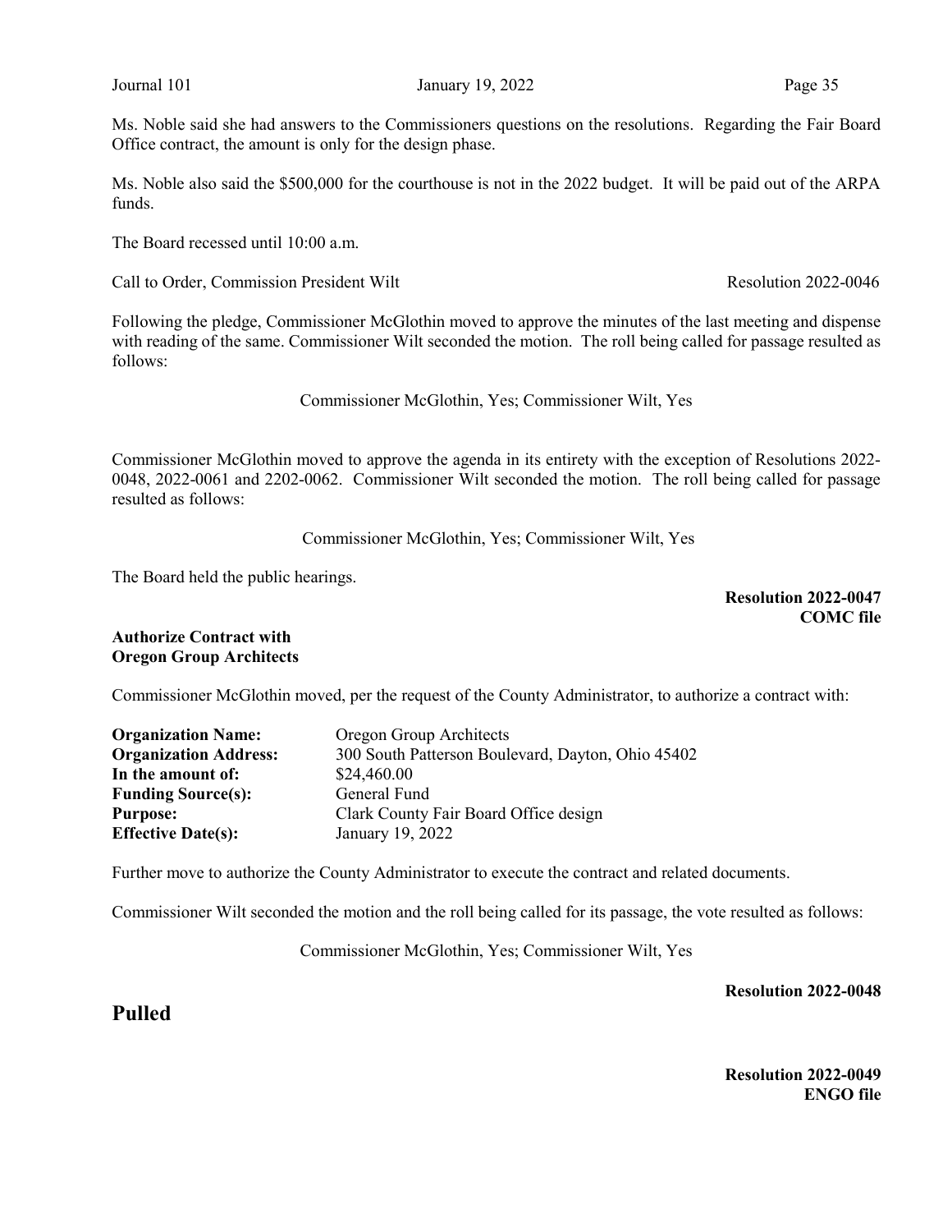Ms. Noble said she had answers to the Commissioners questions on the resolutions. Regarding the Fair Board Office contract, the amount is only for the design phase.

Ms. Noble also said the $500,000 for the courthouse is not in the 2022 budget. It will be paid out of the ARPA funds.

The Board recessed until 10:00 a.m.

Call to Order, Commission President Wilt — Resolution 2022-0046

Following the pledge, Commissioner McGlothin moved to approve the minutes of the last meeting and dispense with reading of the same. Commissioner Wilt seconded the motion. The roll being called for passage resulted as follows:

Commissioner McGlothin, Yes; Commissioner Wilt, Yes

Commissioner McGlothin moved to approve the agenda in its entirety with the exception of Resolutions 2022-0048, 2022-0061 and 2202-0062. Commissioner Wilt seconded the motion. The roll being called for passage resulted as follows:

Commissioner McGlothin, Yes; Commissioner Wilt, Yes

The Board held the public hearings.

**Resolution 2022-0047**
**COMC file**

**Authorize Contract with Oregon Group Architects**

Commissioner McGlothin moved, per the request of the County Administrator, to authorize a contract with:

**Organization Name:** Oregon Group Architects
**Organization Address:** 300 South Patterson Boulevard, Dayton, Ohio 45402
**In the amount of:** $24,460.00
**Funding Source(s):** General Fund
**Purpose:** Clark County Fair Board Office design
**Effective Date(s):** January 19, 2022

Further move to authorize the County Administrator to execute the contract and related documents.

Commissioner Wilt seconded the motion and the roll being called for its passage, the vote resulted as follows:

Commissioner McGlothin, Yes; Commissioner Wilt, Yes

**Resolution 2022-0048**

## Pulled

**Resolution 2022-0049**
**ENGO file**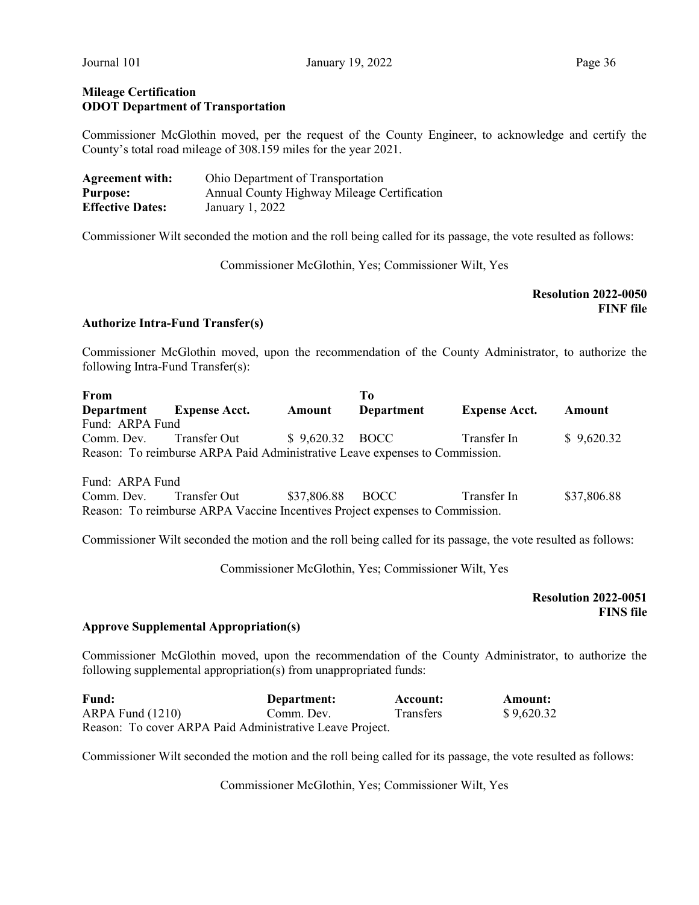**Mileage Certification**
**ODOT Department of Transportation**

Commissioner McGlothin moved, per the request of the County Engineer, to acknowledge and certify the County's total road mileage of 308.159 miles for the year 2021.

| | |
|---|---|
| **Agreement with:** | Ohio Department of Transportation |
| **Purpose:** | Annual County Highway Mileage Certification |
| **Effective Dates:** | January 1, 2022 |

Commissioner Wilt seconded the motion and the roll being called for its passage, the vote resulted as follows:

Commissioner McGlothin, Yes; Commissioner Wilt, Yes

**Resolution 2022-0050**
**FINF file**

**Authorize Intra-Fund Transfer(s)**

Commissioner McGlothin moved, upon the recommendation of the County Administrator, to authorize the following Intra-Fund Transfer(s):

| **From** | | | **To** | | |
|---|---|---|---|---|---|
| **Department** | **Expense Acct.** | **Amount** | **Department** | **Expense Acct.** | **Amount** |
| Fund: ARPA Fund | | | | | |
| Comm. Dev. | Transfer Out | $ 9,620.32 | BOCC | Transfer In | $ 9,620.32 |
| Reason: To reimburse ARPA Paid Administrative Leave expenses to Commission. | | | | | |
| Fund: ARPA Fund | | | | | |
| Comm. Dev. | Transfer Out | $37,806.88 | BOCC | Transfer In | $37,806.88 |
| Reason: To reimburse ARPA Vaccine Incentives Project expenses to Commission. | | | | | |

Commissioner Wilt seconded the motion and the roll being called for its passage, the vote resulted as follows:

Commissioner McGlothin, Yes; Commissioner Wilt, Yes

**Resolution 2022-0051**
**FINS file**

**Approve Supplemental Appropriation(s)**

Commissioner McGlothin moved, upon the recommendation of the County Administrator, to authorize the following supplemental appropriation(s) from unappropriated funds:

| **Fund:** | **Department:** | **Account:** | **Amount:** |
|---|---|---|---|
| ARPA Fund (1210) | Comm. Dev. | Transfers | $ 9,620.32 |
| Reason: To cover ARPA Paid Administrative Leave Project. | | | |

Commissioner Wilt seconded the motion and the roll being called for its passage, the vote resulted as follows:

Commissioner McGlothin, Yes; Commissioner Wilt, Yes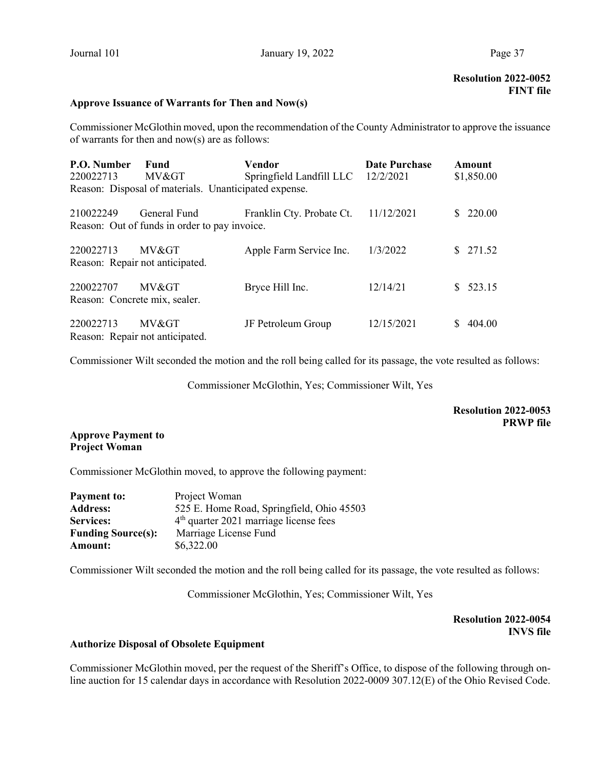**Resolution 2022-0052**
**FINT file**

**Approve Issuance of Warrants for Then and Now(s)**

Commissioner McGlothin moved, upon the recommendation of the County Administrator to approve the issuance of warrants for then and now(s) are as follows:

| P.O. Number | Fund | Vendor | Date Purchase | Amount |
|---|---|---|---|---|
| 220022713 | MV&GT | Springfield Landfill LLC | 12/2/2021 | $1,850.00 |
| Reason: Disposal of materials. Unanticipated expense. | | | | |
| 210022249 | General Fund | Franklin Cty. Probate Ct. | 11/12/2021 | $ 220.00 |
| Reason: Out of funds in order to pay invoice. | | | | |
| 220022713 | MV&GT | Apple Farm Service Inc. | 1/3/2022 | $ 271.52 |
| Reason: Repair not anticipated. | | | | |
| 220022707 | MV&GT | Bryce Hill Inc. | 12/14/21 | $ 523.15 |
| Reason: Concrete mix, sealer. | | | | |
| 220022713 | MV&GT | JF Petroleum Group | 12/15/2021 | $ 404.00 |
| Reason: Repair not anticipated. | | | | |

Commissioner Wilt seconded the motion and the roll being called for its passage, the vote resulted as follows:

Commissioner McGlothin, Yes; Commissioner Wilt, Yes

**Resolution 2022-0053**
**PRWP file**

**Approve Payment to Project Woman**

Commissioner McGlothin moved, to approve the following payment:

**Payment to:** Project Woman
**Address:** 525 E. Home Road, Springfield, Ohio 45503
**Services:** 4th quarter 2021 marriage license fees
**Funding Source(s):** Marriage License Fund
**Amount:** $6,322.00

Commissioner Wilt seconded the motion and the roll being called for its passage, the vote resulted as follows:

Commissioner McGlothin, Yes; Commissioner Wilt, Yes

**Resolution 2022-0054**
**INVS file**

**Authorize Disposal of Obsolete Equipment**

Commissioner McGlothin moved, per the request of the Sheriff's Office, to dispose of the following through on-line auction for 15 calendar days in accordance with Resolution 2022-0009 307.12(E) of the Ohio Revised Code.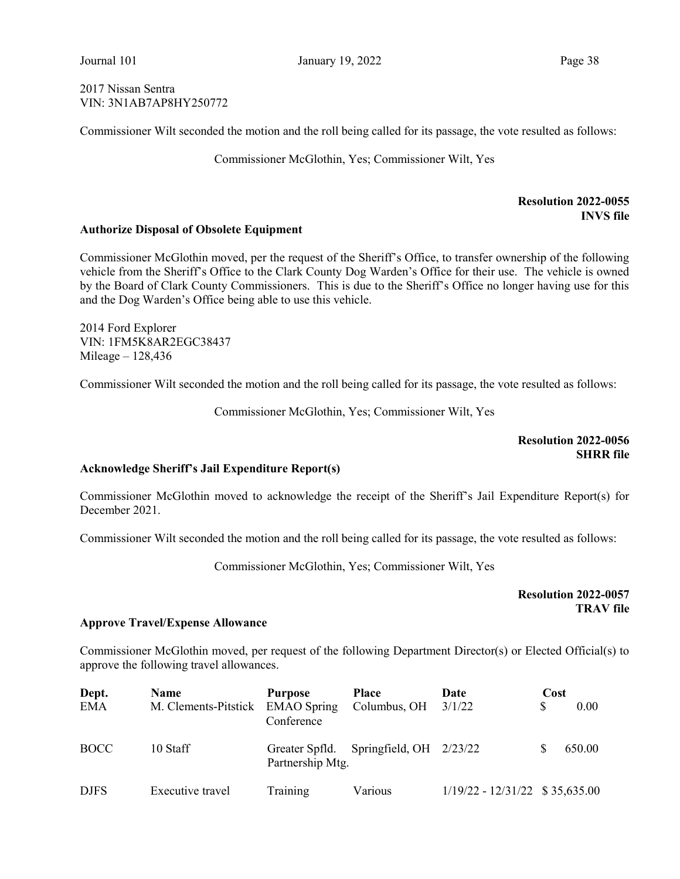2017 Nissan Sentra
VIN: 3N1AB7AP8HY250772

Commissioner Wilt seconded the motion and the roll being called for its passage, the vote resulted as follows:

Commissioner McGlothin, Yes; Commissioner Wilt, Yes

**Resolution 2022-0055**
**INVS file**

**Authorize Disposal of Obsolete Equipment**

Commissioner McGlothin moved, per the request of the Sheriff's Office, to transfer ownership of the following vehicle from the Sheriff's Office to the Clark County Dog Warden's Office for their use. The vehicle is owned by the Board of Clark County Commissioners. This is due to the Sheriff's Office no longer having use for this and the Dog Warden's Office being able to use this vehicle.

2014 Ford Explorer
VIN: 1FM5K8AR2EGC38437
Mileage – 128,436

Commissioner Wilt seconded the motion and the roll being called for its passage, the vote resulted as follows:

Commissioner McGlothin, Yes; Commissioner Wilt, Yes

**Resolution 2022-0056**
**SHRR file**

**Acknowledge Sheriff's Jail Expenditure Report(s)**

Commissioner McGlothin moved to acknowledge the receipt of the Sheriff's Jail Expenditure Report(s) for December 2021.

Commissioner Wilt seconded the motion and the roll being called for its passage, the vote resulted as follows:

Commissioner McGlothin, Yes; Commissioner Wilt, Yes

**Resolution 2022-0057**
**TRAV file**

**Approve Travel/Expense Allowance**

Commissioner McGlothin moved, per request of the following Department Director(s) or Elected Official(s) to approve the following travel allowances.

| Dept. | Name | Purpose | Place | Date | Cost |
|---|---|---|---|---|---|
| EMA | M. Clements-Pitstick | EMAO Spring Conference | Columbus, OH | 3/1/22 | $ 0.00 |
| BOCC | 10 Staff | Greater Spfld. Partnership Mtg. | Springfield, OH | 2/23/22 | $ 650.00 |
| DJFS | Executive travel | Training | Various | 1/19/22 - 12/31/22 | $ 35,635.00 |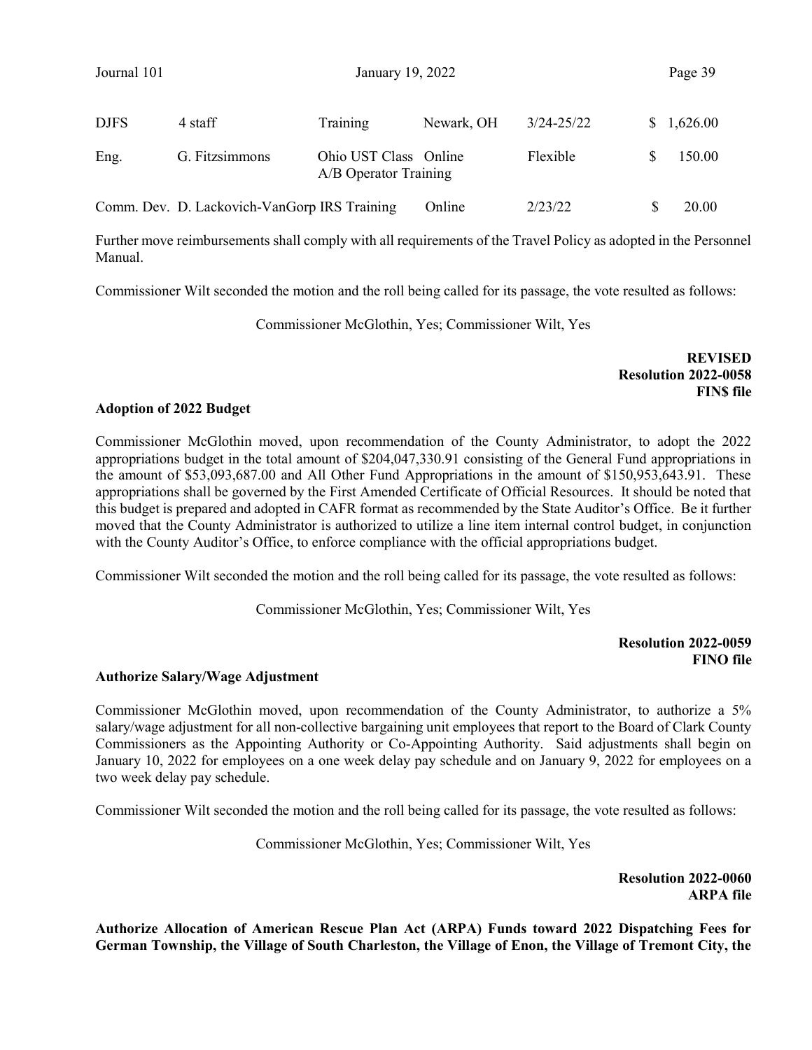| | | | | | |
|---|---|---|---|---|---|
| DJFS | 4 staff | Training | Newark, OH | 3/24-25/22 | $ 1,626.00 |
| Eng. | G. Fitzsimmons | Ohio UST Class A/B Operator Training | Online | Flexible | $ 150.00 |
| Comm. Dev. | D. Lackovich-VanGorp | IRS Training | Online | 2/23/22 | $ 20.00 |

Further move reimbursements shall comply with all requirements of the Travel Policy as adopted in the Personnel Manual.

Commissioner Wilt seconded the motion and the roll being called for its passage, the vote resulted as follows:

Commissioner McGlothin, Yes; Commissioner Wilt, Yes

**REVISED**
**Resolution 2022-0058**
**FIN$ file**

**Adoption of 2022 Budget**

Commissioner McGlothin moved, upon recommendation of the County Administrator, to adopt the 2022 appropriations budget in the total amount of $204,047,330.91 consisting of the General Fund appropriations in the amount of $53,093,687.00 and All Other Fund Appropriations in the amount of $150,953,643.91. These appropriations shall be governed by the First Amended Certificate of Official Resources. It should be noted that this budget is prepared and adopted in CAFR format as recommended by the State Auditor's Office. Be it further moved that the County Administrator is authorized to utilize a line item internal control budget, in conjunction with the County Auditor's Office, to enforce compliance with the official appropriations budget.

Commissioner Wilt seconded the motion and the roll being called for its passage, the vote resulted as follows:

Commissioner McGlothin, Yes; Commissioner Wilt, Yes

**Resolution 2022-0059**
**FINO file**

**Authorize Salary/Wage Adjustment**

Commissioner McGlothin moved, upon recommendation of the County Administrator, to authorize a 5% salary/wage adjustment for all non-collective bargaining unit employees that report to the Board of Clark County Commissioners as the Appointing Authority or Co-Appointing Authority. Said adjustments shall begin on January 10, 2022 for employees on a one week delay pay schedule and on January 9, 2022 for employees on a two week delay pay schedule.

Commissioner Wilt seconded the motion and the roll being called for its passage, the vote resulted as follows:

Commissioner McGlothin, Yes; Commissioner Wilt, Yes

**Resolution 2022-0060**
**ARPA file**

**Authorize Allocation of American Rescue Plan Act (ARPA) Funds toward 2022 Dispatching Fees for German Township, the Village of South Charleston, the Village of Enon, the Village of Tremont City, the**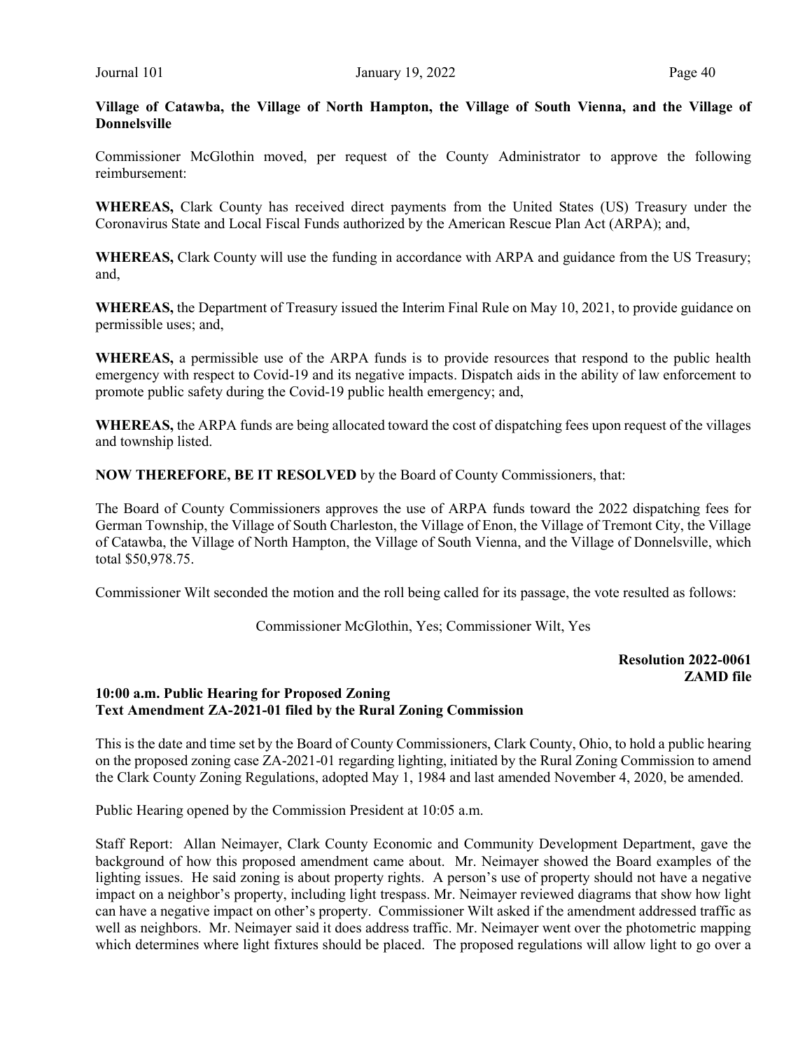**Village of Catawba, the Village of North Hampton, the Village of South Vienna, and the Village of Donnelsville**

Commissioner McGlothin moved, per request of the County Administrator to approve the following reimbursement:

**WHEREAS,** Clark County has received direct payments from the United States (US) Treasury under the Coronavirus State and Local Fiscal Funds authorized by the American Rescue Plan Act (ARPA); and,

**WHEREAS,** Clark County will use the funding in accordance with ARPA and guidance from the US Treasury; and,

**WHEREAS,** the Department of Treasury issued the Interim Final Rule on May 10, 2021, to provide guidance on permissible uses; and,

**WHEREAS,** a permissible use of the ARPA funds is to provide resources that respond to the public health emergency with respect to Covid-19 and its negative impacts. Dispatch aids in the ability of law enforcement to promote public safety during the Covid-19 public health emergency; and,

**WHEREAS,** the ARPA funds are being allocated toward the cost of dispatching fees upon request of the villages and township listed.

**NOW THEREFORE, BE IT RESOLVED** by the Board of County Commissioners, that:

The Board of County Commissioners approves the use of ARPA funds toward the 2022 dispatching fees for German Township, the Village of South Charleston, the Village of Enon, the Village of Tremont City, the Village of Catawba, the Village of North Hampton, the Village of South Vienna, and the Village of Donnelsville, which total $50,978.75.

Commissioner Wilt seconded the motion and the roll being called for its passage, the vote resulted as follows:

Commissioner McGlothin, Yes; Commissioner Wilt, Yes

**Resolution 2022-0061**
**ZAMD file**

**10:00 a.m. Public Hearing for Proposed Zoning Text Amendment ZA-2021-01 filed by the Rural Zoning Commission**

This is the date and time set by the Board of County Commissioners, Clark County, Ohio, to hold a public hearing on the proposed zoning case ZA-2021-01 regarding lighting, initiated by the Rural Zoning Commission to amend the Clark County Zoning Regulations, adopted May 1, 1984 and last amended November 4, 2020, be amended.

Public Hearing opened by the Commission President at 10:05 a.m.

Staff Report: Allan Neimayer, Clark County Economic and Community Development Department, gave the background of how this proposed amendment came about. Mr. Neimayer showed the Board examples of the lighting issues. He said zoning is about property rights. A person's use of property should not have a negative impact on a neighbor's property, including light trespass. Mr. Neimayer reviewed diagrams that show how light can have a negative impact on other's property. Commissioner Wilt asked if the amendment addressed traffic as well as neighbors. Mr. Neimayer said it does address traffic. Mr. Neimayer went over the photometric mapping which determines where light fixtures should be placed. The proposed regulations will allow light to go over a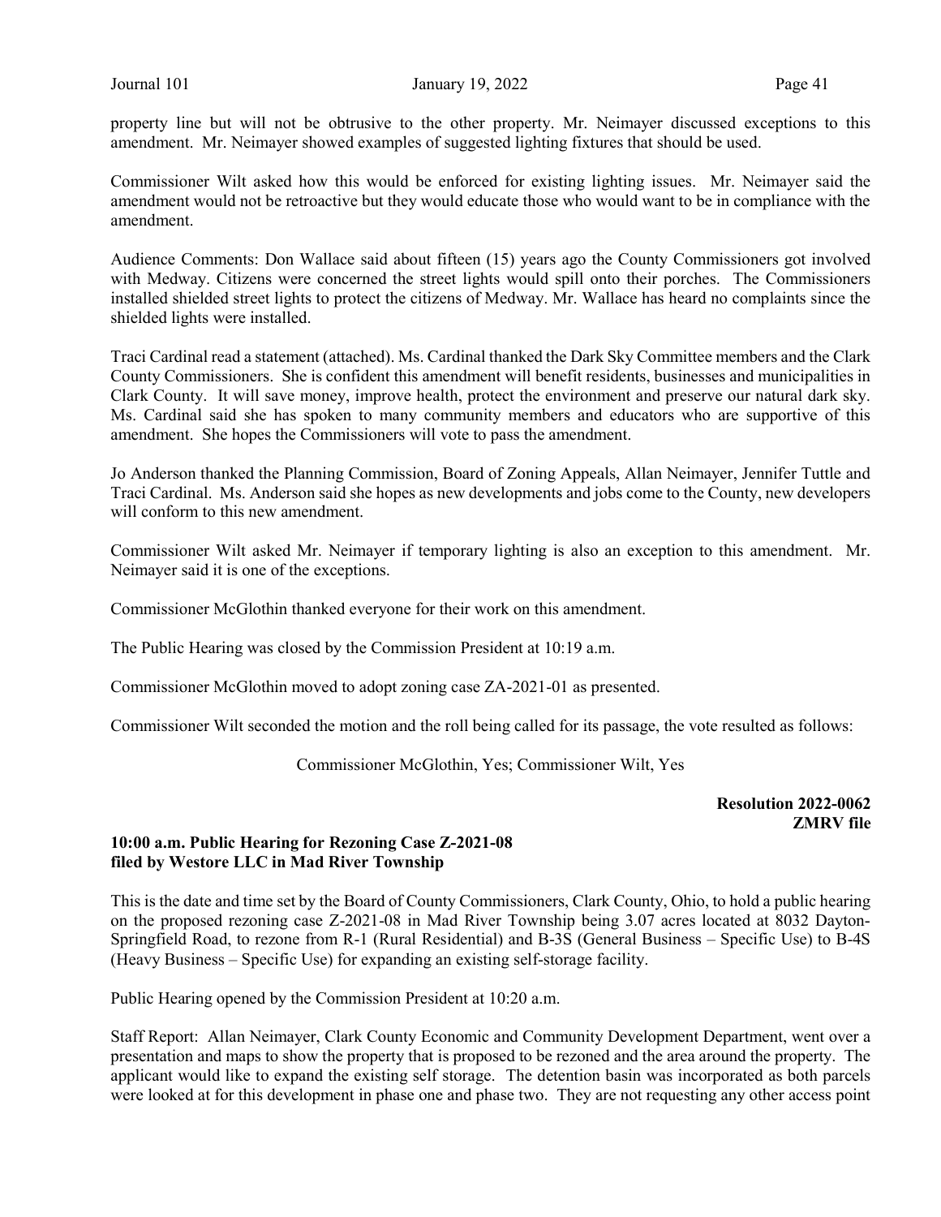property line but will not be obtrusive to the other property. Mr. Neimayer discussed exceptions to this amendment. Mr. Neimayer showed examples of suggested lighting fixtures that should be used.

Commissioner Wilt asked how this would be enforced for existing lighting issues. Mr. Neimayer said the amendment would not be retroactive but they would educate those who would want to be in compliance with the amendment.

Audience Comments: Don Wallace said about fifteen (15) years ago the County Commissioners got involved with Medway. Citizens were concerned the street lights would spill onto their porches. The Commissioners installed shielded street lights to protect the citizens of Medway. Mr. Wallace has heard no complaints since the shielded lights were installed.

Traci Cardinal read a statement (attached). Ms. Cardinal thanked the Dark Sky Committee members and the Clark County Commissioners. She is confident this amendment will benefit residents, businesses and municipalities in Clark County. It will save money, improve health, protect the environment and preserve our natural dark sky. Ms. Cardinal said she has spoken to many community members and educators who are supportive of this amendment. She hopes the Commissioners will vote to pass the amendment.

Jo Anderson thanked the Planning Commission, Board of Zoning Appeals, Allan Neimayer, Jennifer Tuttle and Traci Cardinal. Ms. Anderson said she hopes as new developments and jobs come to the County, new developers will conform to this new amendment.

Commissioner Wilt asked Mr. Neimayer if temporary lighting is also an exception to this amendment. Mr. Neimayer said it is one of the exceptions.

Commissioner McGlothin thanked everyone for their work on this amendment.

The Public Hearing was closed by the Commission President at 10:19 a.m.

Commissioner McGlothin moved to adopt zoning case ZA-2021-01 as presented.

Commissioner Wilt seconded the motion and the roll being called for its passage, the vote resulted as follows:

Commissioner McGlothin, Yes; Commissioner Wilt, Yes

**Resolution 2022-0062**
**ZMRV file**

**10:00 a.m. Public Hearing for Rezoning Case Z-2021-08 filed by Westore LLC in Mad River Township**

This is the date and time set by the Board of County Commissioners, Clark County, Ohio, to hold a public hearing on the proposed rezoning case Z-2021-08 in Mad River Township being 3.07 acres located at 8032 Dayton-Springfield Road, to rezone from R-1 (Rural Residential) and B-3S (General Business – Specific Use) to B-4S (Heavy Business – Specific Use) for expanding an existing self-storage facility.

Public Hearing opened by the Commission President at 10:20 a.m.

Staff Report: Allan Neimayer, Clark County Economic and Community Development Department, went over a presentation and maps to show the property that is proposed to be rezoned and the area around the property. The applicant would like to expand the existing self storage. The detention basin was incorporated as both parcels were looked at for this development in phase one and phase two. They are not requesting any other access point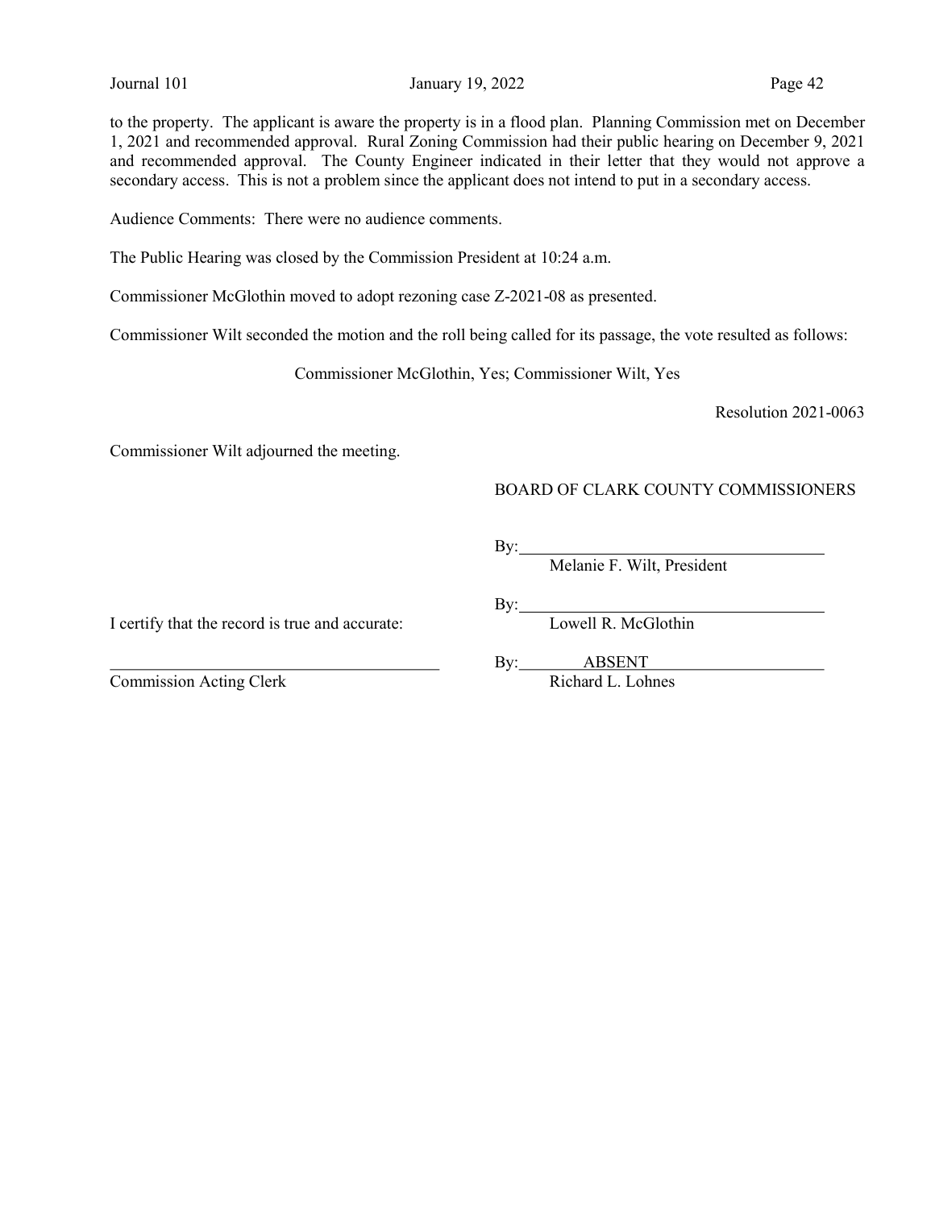to the property. The applicant is aware the property is in a flood plan. Planning Commission met on December 1, 2021 and recommended approval. Rural Zoning Commission had their public hearing on December 9, 2021 and recommended approval. The County Engineer indicated in their letter that they would not approve a secondary access. This is not a problem since the applicant does not intend to put in a secondary access.

Audience Comments: There were no audience comments.

The Public Hearing was closed by the Commission President at 10:24 a.m.

Commissioner McGlothin moved to adopt rezoning case Z-2021-08 as presented.

Commissioner Wilt seconded the motion and the roll being called for its passage, the vote resulted as follows:

Commissioner McGlothin, Yes; Commissioner Wilt, Yes

Resolution 2021-0063

Commissioner Wilt adjourned the meeting.

BOARD OF CLARK COUNTY COMMISSIONERS

By:\_\_\_\_\_\_\_\_\_\_\_\_\_\_\_\_\_\_\_\_\_\_\_\_\_\_\_\_\_\_
Melanie F. Wilt, President

By:\_\_\_\_\_\_\_\_\_\_\_\_\_\_\_\_\_\_\_\_\_\_\_\_\_\_\_\_\_\_
Lowell R. McGlothin

By: ABSENT
Richard L. Lohnes

I certify that the record is true and accurate:

\_\_\_\_\_\_\_\_\_\_\_\_\_\_\_\_\_\_\_\_\_\_\_\_\_\_\_\_\_\_
Commission Acting Clerk